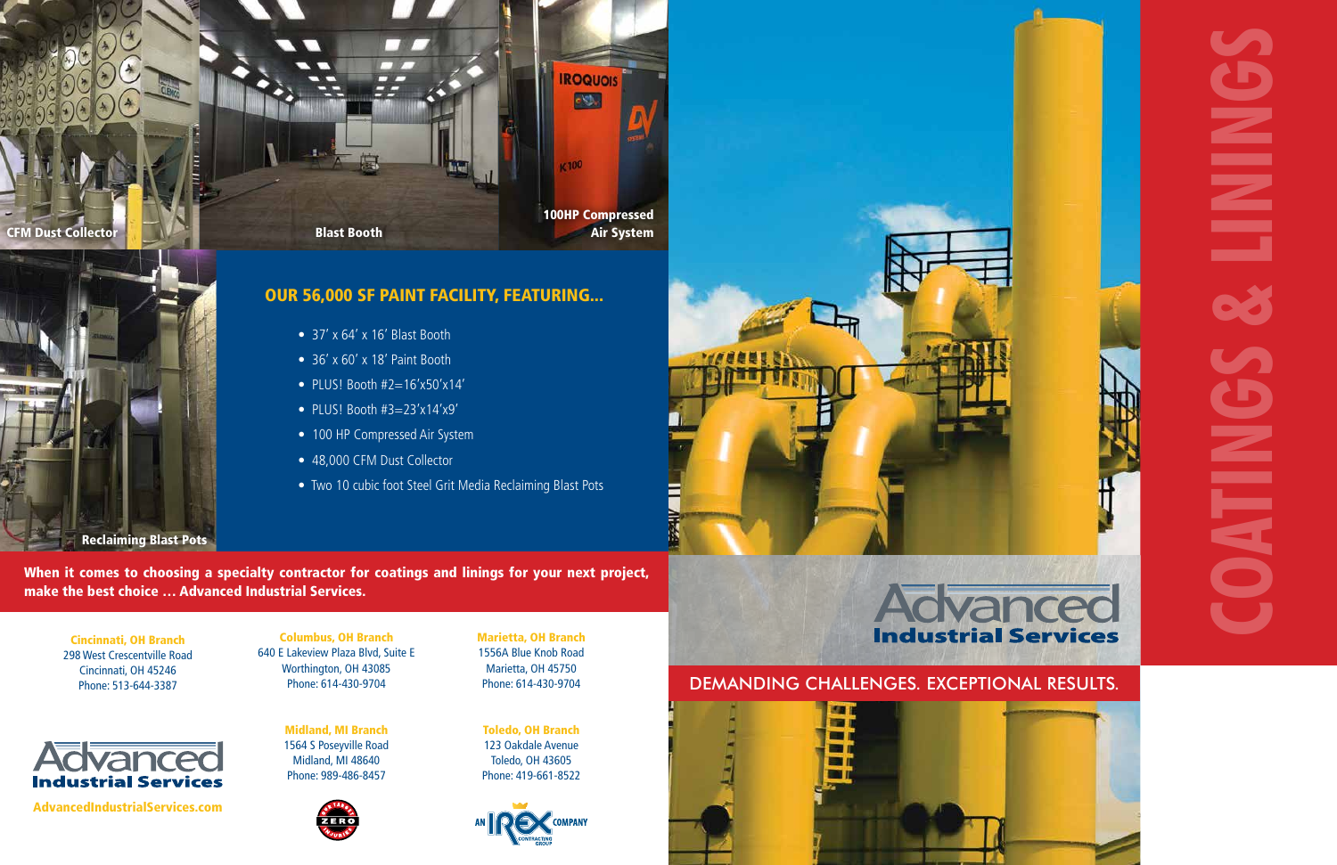CFM Dust Collector

Blast Booth

100HP Compressed Air System

Reclaiming Blast Pots

## OUR 56,000 SF PAINT FACILITY, FEATURING...

- 37' x 64' x 16' Blast Booth
- 36' x 60' x 18' Paint Booth
- PLUS! Booth #2=16'x50'x14'
- PLUS! Booth #3=23'x14'x9'
- 100 HP Compressed Air System
- 48,000 CFM Dust Collector
- Two 10 cubic foot Steel Grit Media Reclaiming Blast Pots

**When it comes to choosing a specialty contractor for coatings and linings for your next project, make the best choice … Advanced Industrial Services.**

**Cincinnati, OH Branch**
298 West Crescentville Road
Cincinnati, OH 45246
Phone: 513-644-3387

**Columbus, OH Branch**
640 E Lakeview Plaza Blvd, Suite E
Worthington, OH 43085
Phone: 614-430-9704

**Marietta, OH Branch**
1556A Blue Knob Road
Marietta, OH 45750
Phone: 614-430-9704

**Midland, MI Branch**
1564 S Poseyville Road
Midland, MI 48640
Phone: 989-486-8457

**Toledo, OH Branch**
123 Oakdale Avenue
Toledo, OH 43605
Phone: 419-661-8522

Advanced Industrial Services

AdvancedIndustrialServices.com

ZERO INJURIES

AN IREX COMPANY

# COATINGS & LININGS

Advanced Industrial Services

DEMANDING CHALLENGES. EXCEPTIONAL RESULTS.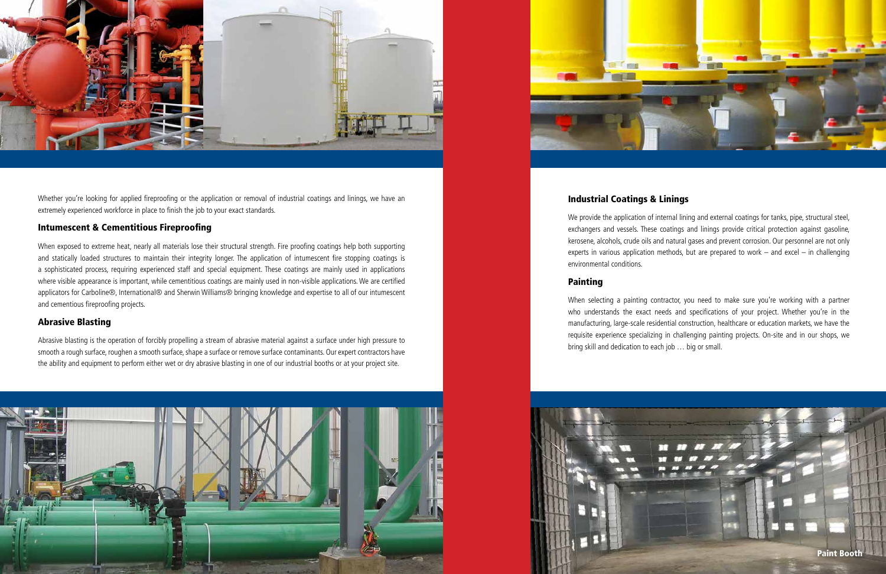Whether you're looking for applied fireproofing or the application or removal of industrial coatings and linings, we have an extremely experienced workforce in place to finish the job to your exact standards.

## Intumescent & Cementitious Fireproofing

When exposed to extreme heat, nearly all materials lose their structural strength. Fire proofing coatings help both supporting and statically loaded structures to maintain their integrity longer. The application of intumescent fire stopping coatings is a sophisticated process, requiring experienced staff and special equipment. These coatings are mainly used in applications where visible appearance is important, while cementitious coatings are mainly used in non-visible applications. We are certified applicators for Carboline®, International® and Sherwin Williams® bringing knowledge and expertise to all of our intumescent and cementious fireproofing projects.

## Abrasive Blasting

Abrasive blasting is the operation of forcibly propelling a stream of abrasive material against a surface under high pressure to smooth a rough surface, roughen a smooth surface, shape a surface or remove surface contaminants. Our expert contractors have the ability and equipment to perform either wet or dry abrasive blasting in one of our industrial booths or at your project site.

## Industrial Coatings & Linings

We provide the application of internal lining and external coatings for tanks, pipe, structural steel, exchangers and vessels. These coatings and linings provide critical protection against gasoline, kerosene, alcohols, crude oils and natural gases and prevent corrosion. Our personnel are not only experts in various application methods, but are prepared to work – and excel – in challenging environmental conditions.

## Painting

When selecting a painting contractor, you need to make sure you're working with a partner who understands the exact needs and specifications of your project. Whether you're in the manufacturing, large-scale residential construction, healthcare or education markets, we have the requisite experience specializing in challenging painting projects. On-site and in our shops, we bring skill and dedication to each job … big or small.

Paint Booth